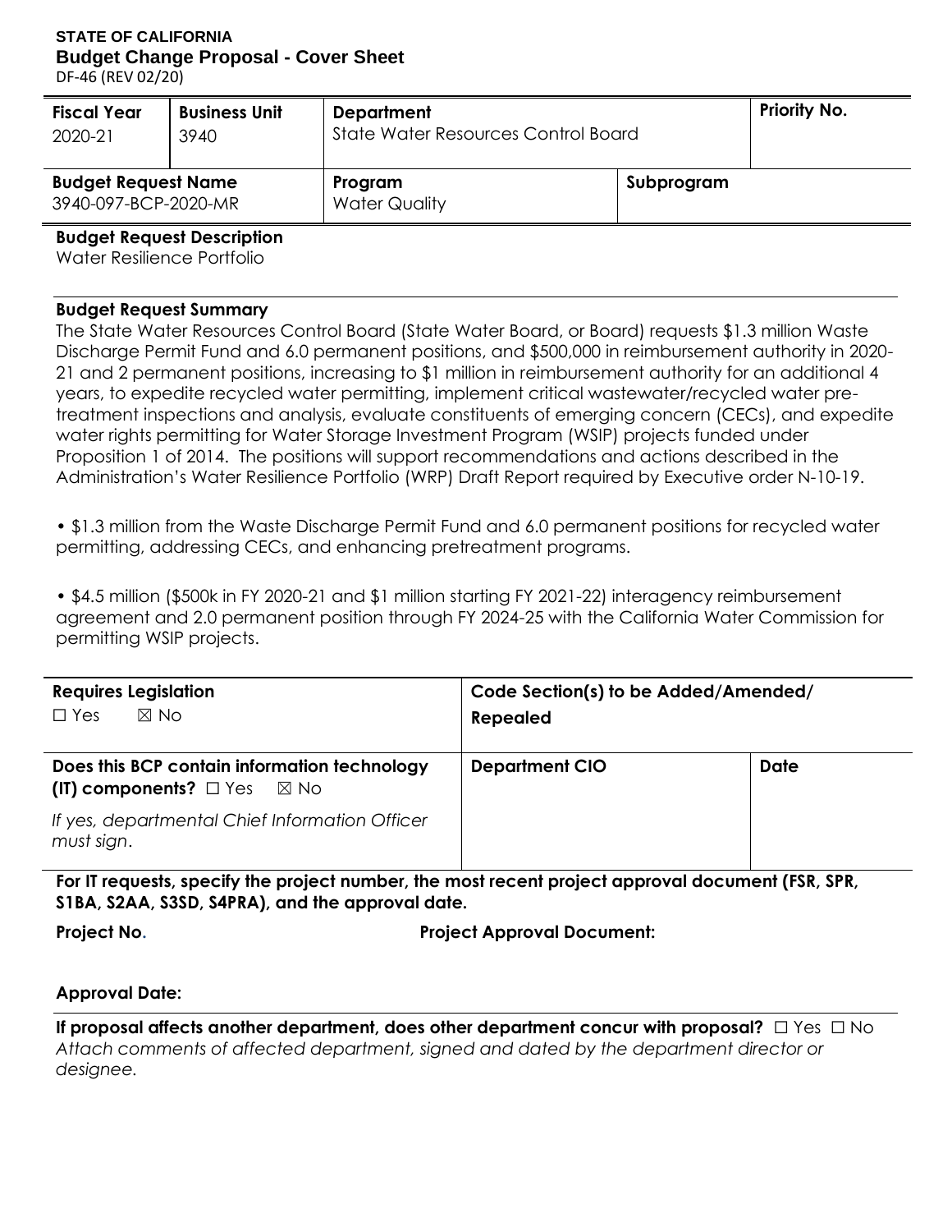**STATE OF CALIFORNIA**
**Budget Change Proposal - Cover Sheet**
DF-46 (REV 02/20)

| **Fiscal Year** | **Business Unit** | **Department** | | **Priority No.** |
|---|---|---|---|---|
| 2020-21 | 3940 | State Water Resources Control Board | | |
| **Budget Request Name** | | **Program** | **Subprogram** | |
| 3940-097-BCP-2020-MR | | Water Quality | | |

**Budget Request Description**
Water Resilience Portfolio

**Budget Request Summary**
The State Water Resources Control Board (State Water Board, or Board) requests $1.3 million Waste Discharge Permit Fund and 6.0 permanent positions, and $500,000 in reimbursement authority in 2020-21 and 2 permanent positions, increasing to $1 million in reimbursement authority for an additional 4 years, to expedite recycled water permitting, implement critical wastewater/recycled water pre-treatment inspections and analysis, evaluate constituents of emerging concern (CECs), and expedite water rights permitting for Water Storage Investment Program (WSIP) projects funded under Proposition 1 of 2014. The positions will support recommendations and actions described in the Administration's Water Resilience Portfolio (WRP) Draft Report required by Executive order N-10-19.

• $1.3 million from the Waste Discharge Permit Fund and 6.0 permanent positions for recycled water permitting, addressing CECs, and enhancing pretreatment programs.

• $4.5 million ($500k in FY 2020-21 and $1 million starting FY 2021-22) interagency reimbursement agreement and 2.0 permanent position through FY 2024-25 with the California Water Commission for permitting WSIP projects.

| **Requires Legislation** | **Code Section(s) to be Added/Amended/ Repealed** | |
|---|---|---|
| ☐ Yes ☒ No | | |
| **Does this BCP contain information technology (IT) components?** ☐ Yes ☒ No *If yes, departmental Chief Information Officer must sign.* | **Department CIO** | **Date** |

**For IT requests, specify the project number, the most recent project approval document (FSR, SPR, S1BA, S2AA, S3SD, S4PRA), and the approval date.**

**Project No.** **Project Approval Document:**

**Approval Date:**

**If proposal affects another department, does other department concur with proposal?** ☐ Yes ☐ No
*Attach comments of affected department, signed and dated by the department director or designee.*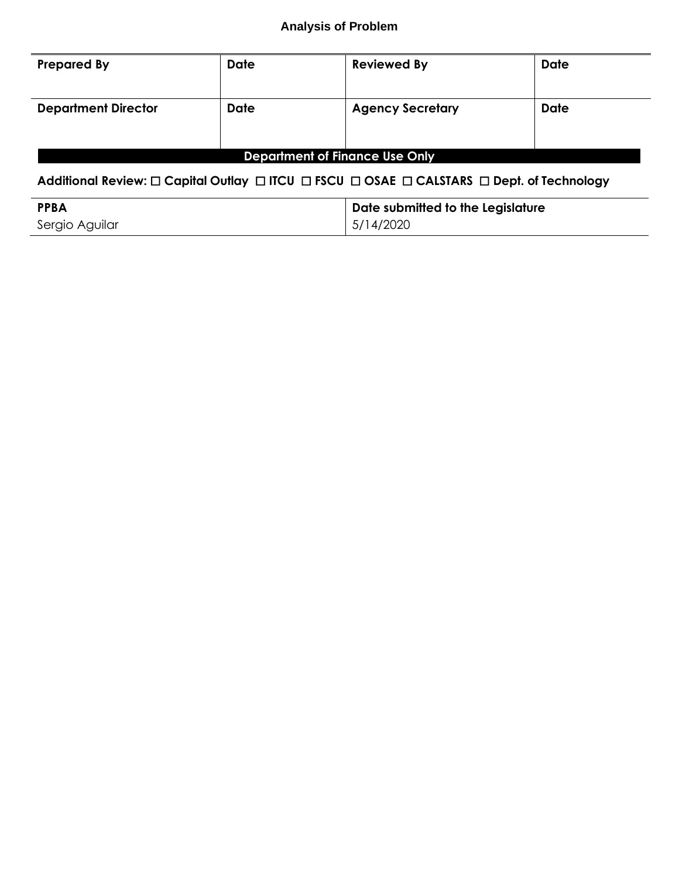## Analysis of Problem

| Prepared By | Date | Reviewed By | Date |
|---|---|---|---|
| | | | |
| **Department Director** | **Date** | **Agency Secretary** | **Date** |
| | | | |

**Department of Finance Use Only**

**Additional Review: ☐ Capital Outlay ☐ ITCU ☐ FSCU ☐ OSAE ☐ CALSTARS ☐ Dept. of Technology**

| PPBA | Date submitted to the Legislature |
|---|---|
| Sergio Aguilar | 5/14/2020 |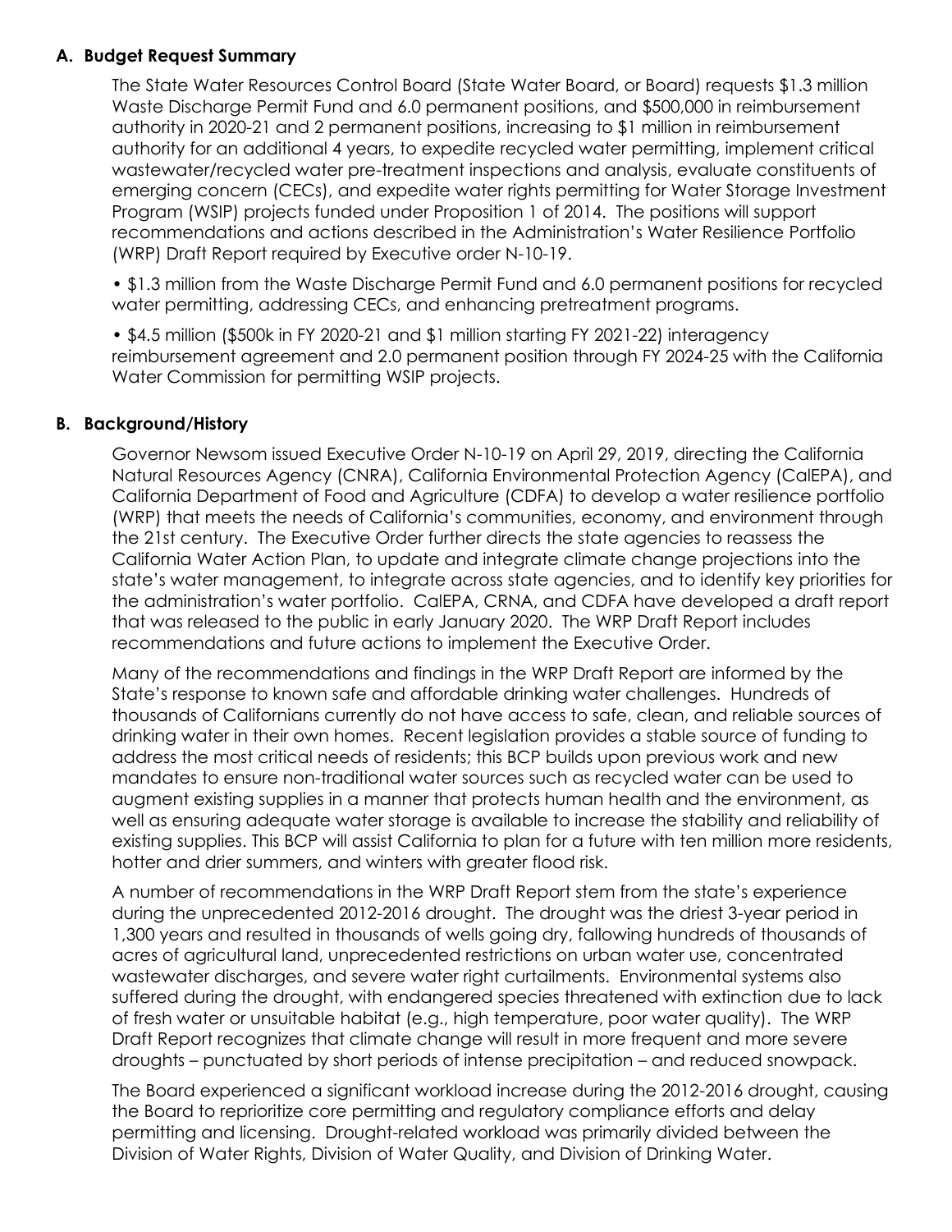## A. Budget Request Summary

The State Water Resources Control Board (State Water Board, or Board) requests $1.3 million Waste Discharge Permit Fund and 6.0 permanent positions, and $500,000 in reimbursement authority in 2020-21 and 2 permanent positions, increasing to $1 million in reimbursement authority for an additional 4 years, to expedite recycled water permitting, implement critical wastewater/recycled water pre-treatment inspections and analysis, evaluate constituents of emerging concern (CECs), and expedite water rights permitting for Water Storage Investment Program (WSIP) projects funded under Proposition 1 of 2014. The positions will support recommendations and actions described in the Administration's Water Resilience Portfolio (WRP) Draft Report required by Executive order N-10-19.

- $1.3 million from the Waste Discharge Permit Fund and 6.0 permanent positions for recycled water permitting, addressing CECs, and enhancing pretreatment programs.
- $4.5 million ($500k in FY 2020-21 and $1 million starting FY 2021-22) interagency reimbursement agreement and 2.0 permanent position through FY 2024-25 with the California Water Commission for permitting WSIP projects.

## B. Background/History

Governor Newsom issued Executive Order N-10-19 on April 29, 2019, directing the California Natural Resources Agency (CNRA), California Environmental Protection Agency (CalEPA), and California Department of Food and Agriculture (CDFA) to develop a water resilience portfolio (WRP) that meets the needs of California's communities, economy, and environment through the 21st century. The Executive Order further directs the state agencies to reassess the California Water Action Plan, to update and integrate climate change projections into the state's water management, to integrate across state agencies, and to identify key priorities for the administration's water portfolio. CalEPA, CRNA, and CDFA have developed a draft report that was released to the public in early January 2020. The WRP Draft Report includes recommendations and future actions to implement the Executive Order.

Many of the recommendations and findings in the WRP Draft Report are informed by the State's response to known safe and affordable drinking water challenges. Hundreds of thousands of Californians currently do not have access to safe, clean, and reliable sources of drinking water in their own homes. Recent legislation provides a stable source of funding to address the most critical needs of residents; this BCP builds upon previous work and new mandates to ensure non-traditional water sources such as recycled water can be used to augment existing supplies in a manner that protects human health and the environment, as well as ensuring adequate water storage is available to increase the stability and reliability of existing supplies. This BCP will assist California to plan for a future with ten million more residents, hotter and drier summers, and winters with greater flood risk.

A number of recommendations in the WRP Draft Report stem from the state's experience during the unprecedented 2012-2016 drought. The drought was the driest 3-year period in 1,300 years and resulted in thousands of wells going dry, fallowing hundreds of thousands of acres of agricultural land, unprecedented restrictions on urban water use, concentrated wastewater discharges, and severe water right curtailments. Environmental systems also suffered during the drought, with endangered species threatened with extinction due to lack of fresh water or unsuitable habitat (e.g., high temperature, poor water quality). The WRP Draft Report recognizes that climate change will result in more frequent and more severe droughts – punctuated by short periods of intense precipitation – and reduced snowpack.

The Board experienced a significant workload increase during the 2012-2016 drought, causing the Board to reprioritize core permitting and regulatory compliance efforts and delay permitting and licensing. Drought-related workload was primarily divided between the Division of Water Rights, Division of Water Quality, and Division of Drinking Water.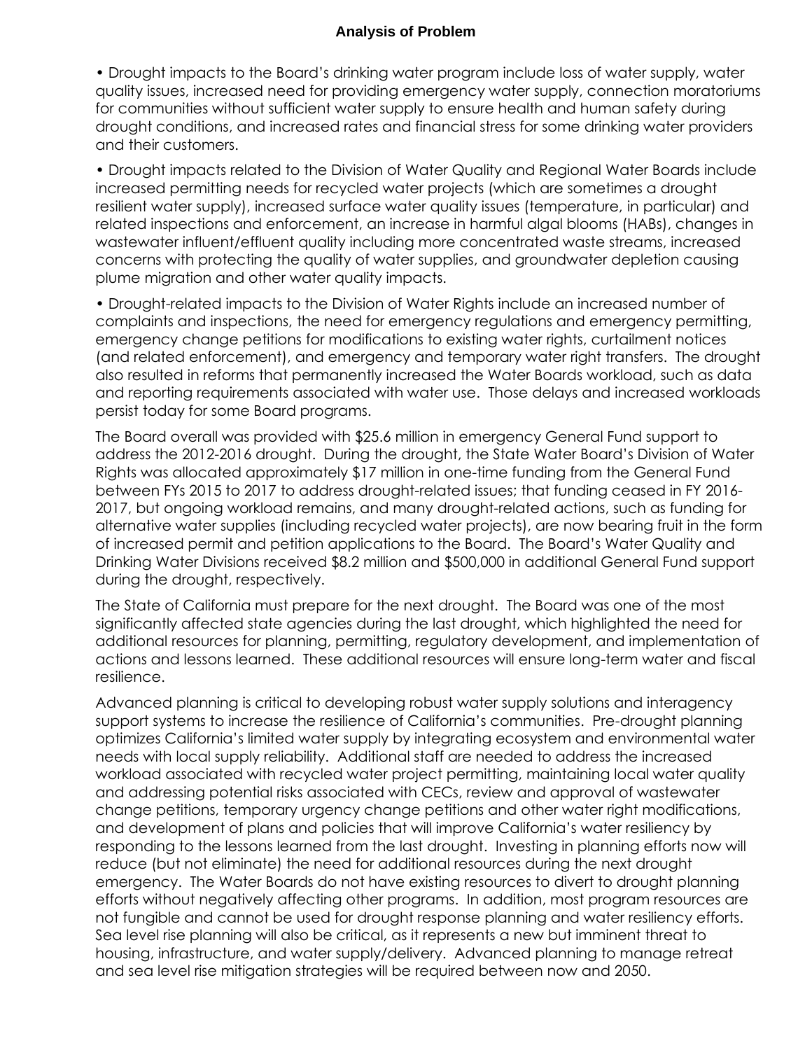### Analysis of Problem

- Drought impacts to the Board's drinking water program include loss of water supply, water quality issues, increased need for providing emergency water supply, connection moratoriums for communities without sufficient water supply to ensure health and human safety during drought conditions, and increased rates and financial stress for some drinking water providers and their customers.

- Drought impacts related to the Division of Water Quality and Regional Water Boards include increased permitting needs for recycled water projects (which are sometimes a drought resilient water supply), increased surface water quality issues (temperature, in particular) and related inspections and enforcement, an increase in harmful algal blooms (HABs), changes in wastewater influent/effluent quality including more concentrated waste streams, increased concerns with protecting the quality of water supplies, and groundwater depletion causing plume migration and other water quality impacts.

- Drought-related impacts to the Division of Water Rights include an increased number of complaints and inspections, the need for emergency regulations and emergency permitting, emergency change petitions for modifications to existing water rights, curtailment notices (and related enforcement), and emergency and temporary water right transfers. The drought also resulted in reforms that permanently increased the Water Boards workload, such as data and reporting requirements associated with water use. Those delays and increased workloads persist today for some Board programs.

The Board overall was provided with $25.6 million in emergency General Fund support to address the 2012-2016 drought. During the drought, the State Water Board's Division of Water Rights was allocated approximately $17 million in one-time funding from the General Fund between FYs 2015 to 2017 to address drought-related issues; that funding ceased in FY 2016-2017, but ongoing workload remains, and many drought-related actions, such as funding for alternative water supplies (including recycled water projects), are now bearing fruit in the form of increased permit and petition applications to the Board. The Board's Water Quality and Drinking Water Divisions received $8.2 million and $500,000 in additional General Fund support during the drought, respectively.

The State of California must prepare for the next drought. The Board was one of the most significantly affected state agencies during the last drought, which highlighted the need for additional resources for planning, permitting, regulatory development, and implementation of actions and lessons learned. These additional resources will ensure long-term water and fiscal resilience.

Advanced planning is critical to developing robust water supply solutions and interagency support systems to increase the resilience of California's communities. Pre-drought planning optimizes California's limited water supply by integrating ecosystem and environmental water needs with local supply reliability. Additional staff are needed to address the increased workload associated with recycled water project permitting, maintaining local water quality and addressing potential risks associated with CECs, review and approval of wastewater change petitions, temporary urgency change petitions and other water right modifications, and development of plans and policies that will improve California's water resiliency by responding to the lessons learned from the last drought. Investing in planning efforts now will reduce (but not eliminate) the need for additional resources during the next drought emergency. The Water Boards do not have existing resources to divert to drought planning efforts without negatively affecting other programs. In addition, most program resources are not fungible and cannot be used for drought response planning and water resiliency efforts. Sea level rise planning will also be critical, as it represents a new but imminent threat to housing, infrastructure, and water supply/delivery. Advanced planning to manage retreat and sea level rise mitigation strategies will be required between now and 2050.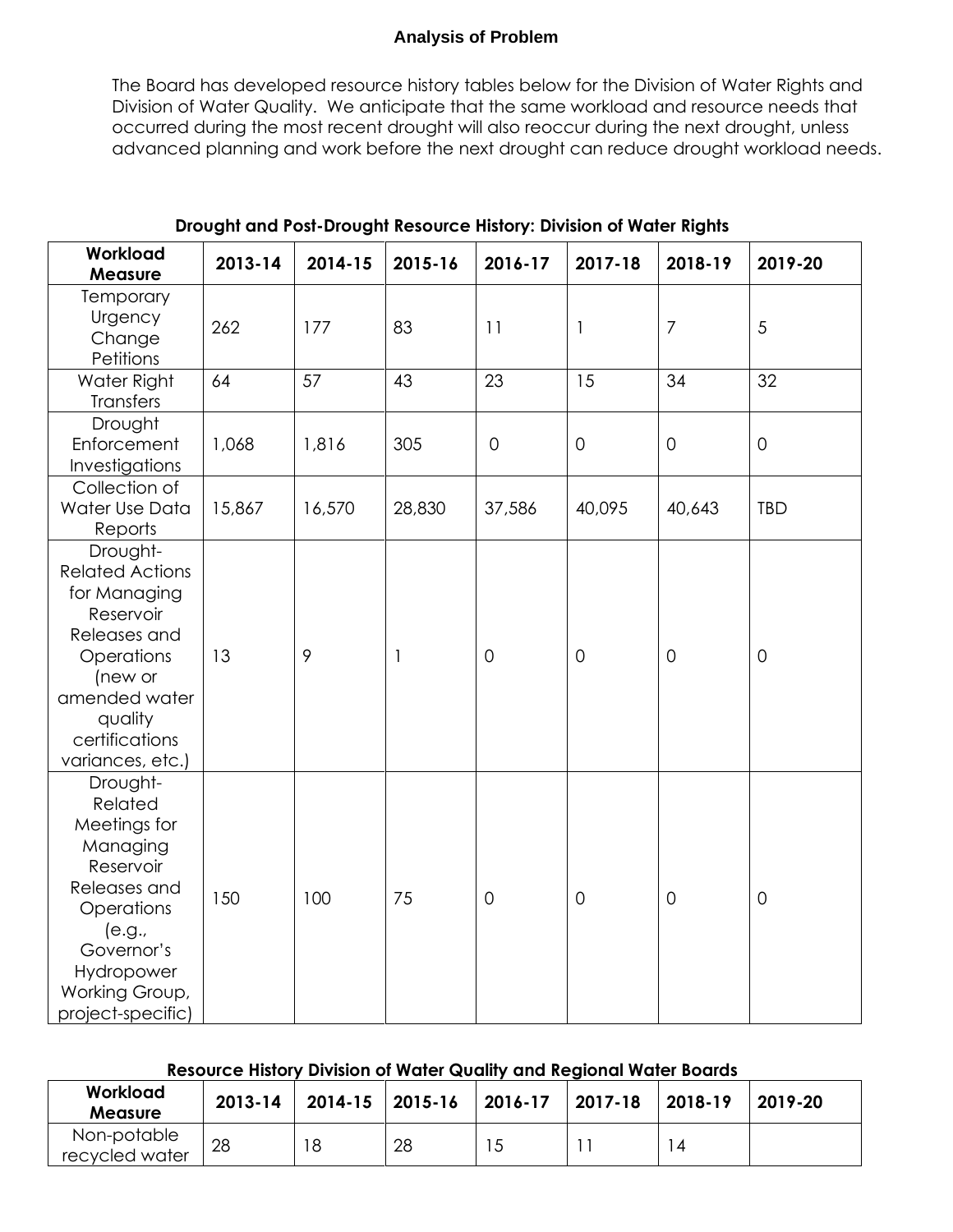### Analysis of Problem

The Board has developed resource history tables below for the Division of Water Rights and Division of Water Quality. We anticipate that the same workload and resource needs that occurred during the most recent drought will also reoccur during the next drought, unless advanced planning and work before the next drought can reduce drought workload needs.

**Drought and Post-Drought Resource History: Division of Water Rights**

| Workload Measure | 2013-14 | 2014-15 | 2015-16 | 2016-17 | 2017-18 | 2018-19 | 2019-20 |
|---|---|---|---|---|---|---|---|
| Temporary Urgency Change Petitions | 262 | 177 | 83 | 11 | 1 | 7 | 5 |
| Water Right Transfers | 64 | 57 | 43 | 23 | 15 | 34 | 32 |
| Drought Enforcement Investigations | 1,068 | 1,816 | 305 | 0 | 0 | 0 | 0 |
| Collection of Water Use Data Reports | 15,867 | 16,570 | 28,830 | 37,586 | 40,095 | 40,643 | TBD |
| Drought-Related Actions for Managing Reservoir Releases and Operations (new or amended water quality certifications variances, etc.) | 13 | 9 | 1 | 0 | 0 | 0 | 0 |
| Drought-Related Meetings for Managing Reservoir Releases and Operations (e.g., Governor's Hydropower Working Group, project-specific) | 150 | 100 | 75 | 0 | 0 | 0 | 0 |

**Resource History Division of Water Quality and Regional Water Boards**

| Workload Measure | 2013-14 | 2014-15 | 2015-16 | 2016-17 | 2017-18 | 2018-19 | 2019-20 |
|---|---|---|---|---|---|---|---|
| Non-potable recycled water | 28 | 18 | 28 | 15 | 11 | 14 | |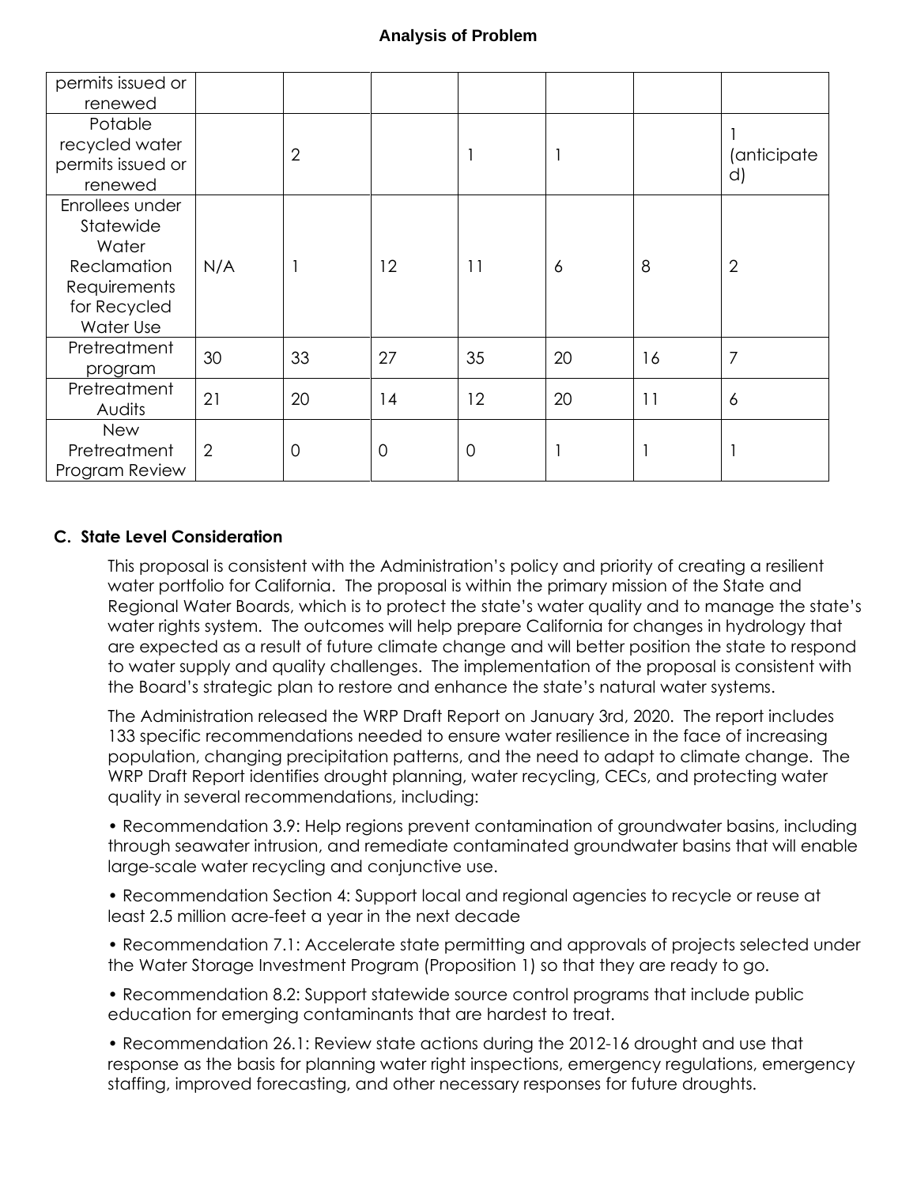| | | | | | | | |
|---|---|---|---|---|---|---|---|
| permits issued or renewed | | | | | | | |
| Potable recycled water permits issued or renewed | | 2 | | 1 | 1 | | 1 (anticipated) |
| Enrollees under Statewide Water Reclamation Requirements for Recycled Water Use | N/A | 1 | 12 | 11 | 6 | 8 | 2 |
| Pretreatment program | 30 | 33 | 27 | 35 | 20 | 16 | 7 |
| Pretreatment Audits | 21 | 20 | 14 | 12 | 20 | 11 | 6 |
| New Pretreatment Program Review | 2 | 0 | 0 | 0 | 1 | 1 | 1 |

### C. State Level Consideration

This proposal is consistent with the Administration's policy and priority of creating a resilient water portfolio for California. The proposal is within the primary mission of the State and Regional Water Boards, which is to protect the state's water quality and to manage the state's water rights system. The outcomes will help prepare California for changes in hydrology that are expected as a result of future climate change and will better position the state to respond to water supply and quality challenges. The implementation of the proposal is consistent with the Board's strategic plan to restore and enhance the state's natural water systems.

The Administration released the WRP Draft Report on January 3rd, 2020. The report includes 133 specific recommendations needed to ensure water resilience in the face of increasing population, changing precipitation patterns, and the need to adapt to climate change. The WRP Draft Report identifies drought planning, water recycling, CECs, and protecting water quality in several recommendations, including:

• Recommendation 3.9: Help regions prevent contamination of groundwater basins, including through seawater intrusion, and remediate contaminated groundwater basins that will enable large-scale water recycling and conjunctive use.

• Recommendation Section 4: Support local and regional agencies to recycle or reuse at least 2.5 million acre-feet a year in the next decade

• Recommendation 7.1: Accelerate state permitting and approvals of projects selected under the Water Storage Investment Program (Proposition 1) so that they are ready to go.

• Recommendation 8.2: Support statewide source control programs that include public education for emerging contaminants that are hardest to treat.

• Recommendation 26.1: Review state actions during the 2012-16 drought and use that response as the basis for planning water right inspections, emergency regulations, emergency staffing, improved forecasting, and other necessary responses for future droughts.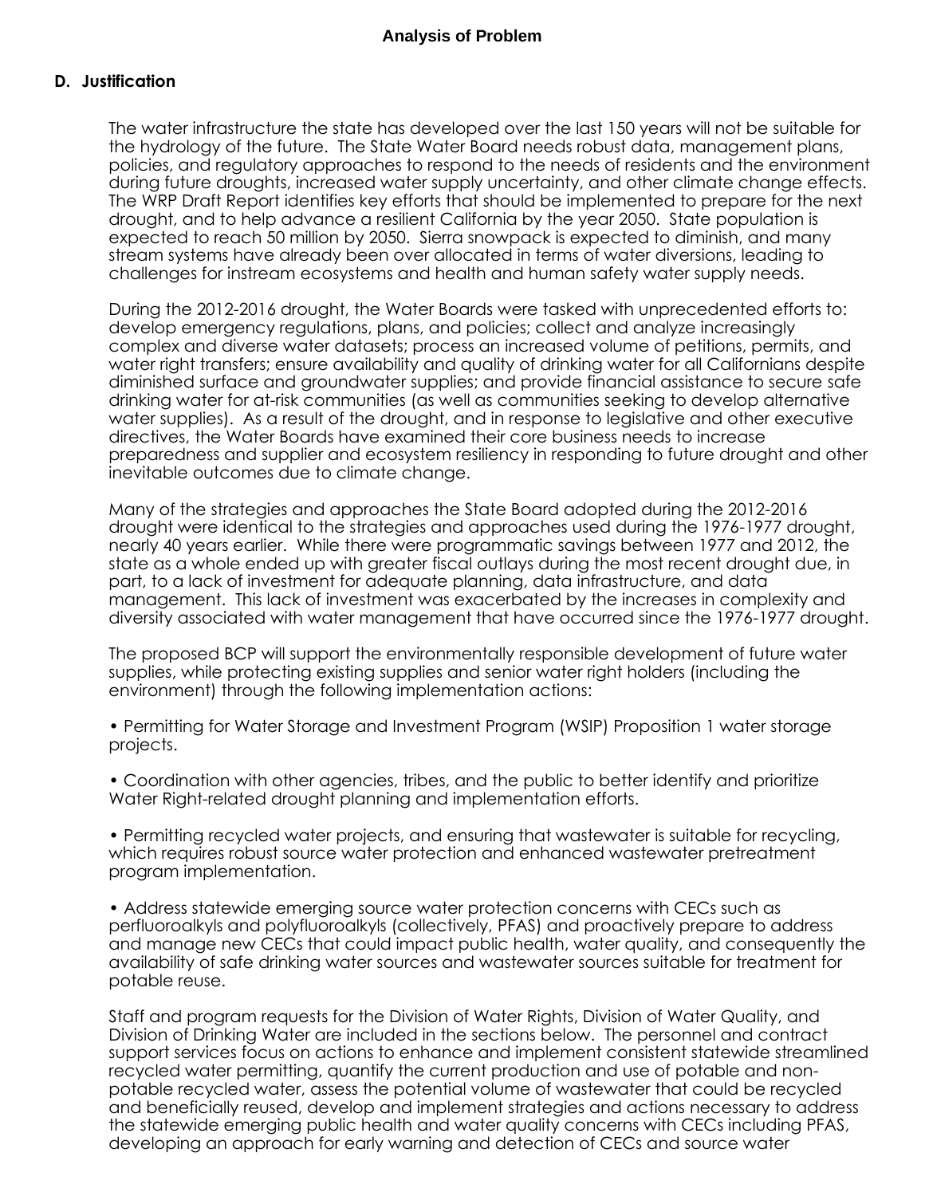## Analysis of Problem

### D. Justification

The water infrastructure the state has developed over the last 150 years will not be suitable for the hydrology of the future. The State Water Board needs robust data, management plans, policies, and regulatory approaches to respond to the needs of residents and the environment during future droughts, increased water supply uncertainty, and other climate change effects. The WRP Draft Report identifies key efforts that should be implemented to prepare for the next drought, and to help advance a resilient California by the year 2050. State population is expected to reach 50 million by 2050. Sierra snowpack is expected to diminish, and many stream systems have already been over allocated in terms of water diversions, leading to challenges for instream ecosystems and health and human safety water supply needs.

During the 2012-2016 drought, the Water Boards were tasked with unprecedented efforts to: develop emergency regulations, plans, and policies; collect and analyze increasingly complex and diverse water datasets; process an increased volume of petitions, permits, and water right transfers; ensure availability and quality of drinking water for all Californians despite diminished surface and groundwater supplies; and provide financial assistance to secure safe drinking water for at-risk communities (as well as communities seeking to develop alternative water supplies). As a result of the drought, and in response to legislative and other executive directives, the Water Boards have examined their core business needs to increase preparedness and supplier and ecosystem resiliency in responding to future drought and other inevitable outcomes due to climate change.

Many of the strategies and approaches the State Board adopted during the 2012-2016 drought were identical to the strategies and approaches used during the 1976-1977 drought, nearly 40 years earlier. While there were programmatic savings between 1977 and 2012, the state as a whole ended up with greater fiscal outlays during the most recent drought due, in part, to a lack of investment for adequate planning, data infrastructure, and data management. This lack of investment was exacerbated by the increases in complexity and diversity associated with water management that have occurred since the 1976-1977 drought.

The proposed BCP will support the environmentally responsible development of future water supplies, while protecting existing supplies and senior water right holders (including the environment) through the following implementation actions:

- Permitting for Water Storage and Investment Program (WSIP) Proposition 1 water storage projects.

- Coordination with other agencies, tribes, and the public to better identify and prioritize Water Right-related drought planning and implementation efforts.

- Permitting recycled water projects, and ensuring that wastewater is suitable for recycling, which requires robust source water protection and enhanced wastewater pretreatment program implementation.

- Address statewide emerging source water protection concerns with CECs such as perfluoroalkyls and polyfluoroalkyls (collectively, PFAS) and proactively prepare to address and manage new CECs that could impact public health, water quality, and consequently the availability of safe drinking water sources and wastewater sources suitable for treatment for potable reuse.

Staff and program requests for the Division of Water Rights, Division of Water Quality, and Division of Drinking Water are included in the sections below. The personnel and contract support services focus on actions to enhance and implement consistent statewide streamlined recycled water permitting, quantify the current production and use of potable and non-potable recycled water, assess the potential volume of wastewater that could be recycled and beneficially reused, develop and implement strategies and actions necessary to address the statewide emerging public health and water quality concerns with CECs including PFAS, developing an approach for early warning and detection of CECs and source water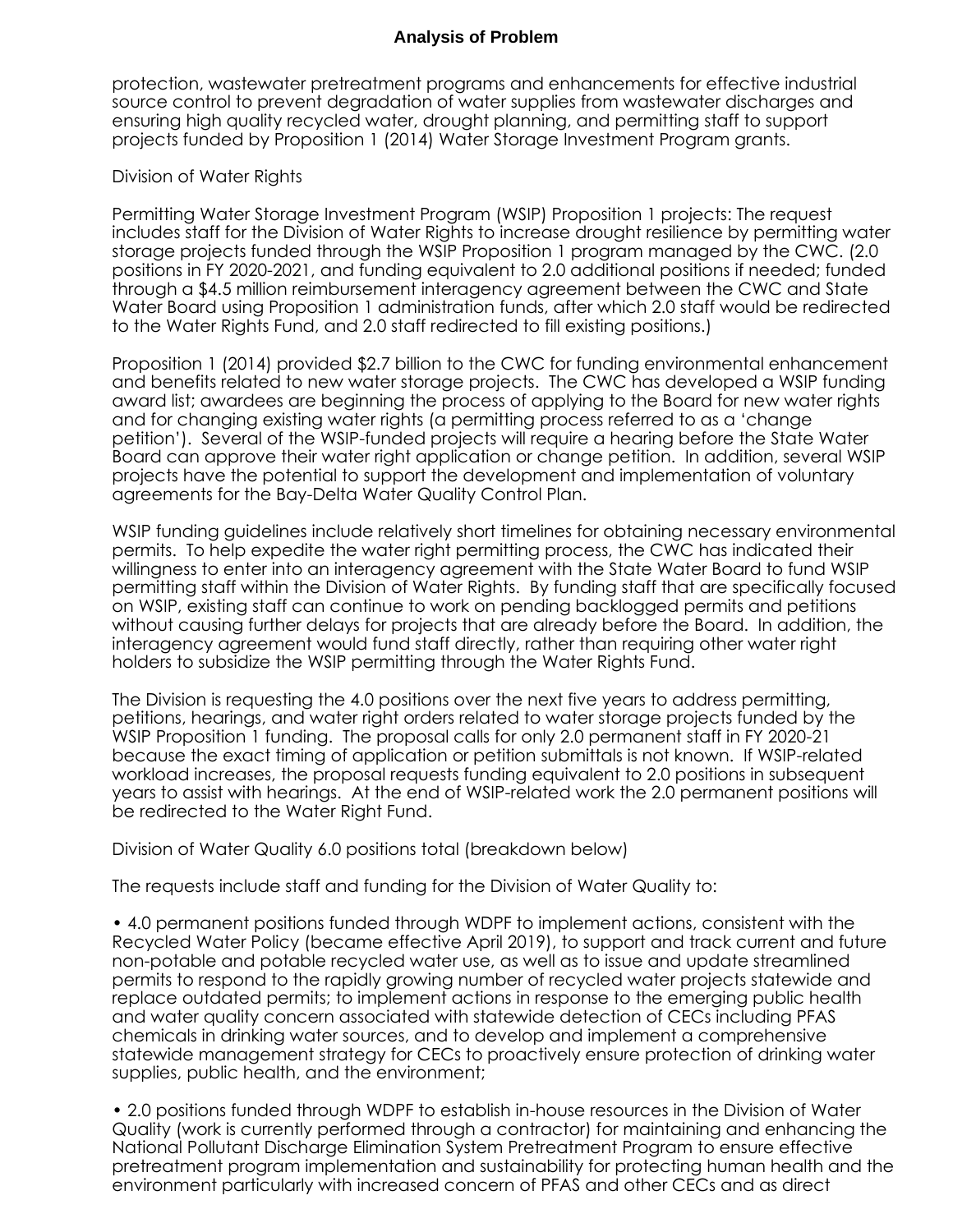protection, wastewater pretreatment programs and enhancements for effective industrial source control to prevent degradation of water supplies from wastewater discharges and ensuring high quality recycled water, drought planning, and permitting staff to support projects funded by Proposition 1 (2014) Water Storage Investment Program grants.

Division of Water Rights

Permitting Water Storage Investment Program (WSIP) Proposition 1 projects: The request includes staff for the Division of Water Rights to increase drought resilience by permitting water storage projects funded through the WSIP Proposition 1 program managed by the CWC. (2.0 positions in FY 2020-2021, and funding equivalent to 2.0 additional positions if needed; funded through a $4.5 million reimbursement interagency agreement between the CWC and State Water Board using Proposition 1 administration funds, after which 2.0 staff would be redirected to the Water Rights Fund, and 2.0 staff redirected to fill existing positions.)

Proposition 1 (2014) provided $2.7 billion to the CWC for funding environmental enhancement and benefits related to new water storage projects. The CWC has developed a WSIP funding award list; awardees are beginning the process of applying to the Board for new water rights and for changing existing water rights (a permitting process referred to as a 'change petition'). Several of the WSIP-funded projects will require a hearing before the State Water Board can approve their water right application or change petition. In addition, several WSIP projects have the potential to support the development and implementation of voluntary agreements for the Bay-Delta Water Quality Control Plan.

WSIP funding guidelines include relatively short timelines for obtaining necessary environmental permits. To help expedite the water right permitting process, the CWC has indicated their willingness to enter into an interagency agreement with the State Water Board to fund WSIP permitting staff within the Division of Water Rights. By funding staff that are specifically focused on WSIP, existing staff can continue to work on pending backlogged permits and petitions without causing further delays for projects that are already before the Board. In addition, the interagency agreement would fund staff directly, rather than requiring other water right holders to subsidize the WSIP permitting through the Water Rights Fund.

The Division is requesting the 4.0 positions over the next five years to address permitting, petitions, hearings, and water right orders related to water storage projects funded by the WSIP Proposition 1 funding. The proposal calls for only 2.0 permanent staff in FY 2020-21 because the exact timing of application or petition submittals is not known. If WSIP-related workload increases, the proposal requests funding equivalent to 2.0 positions in subsequent years to assist with hearings. At the end of WSIP-related work the 2.0 permanent positions will be redirected to the Water Right Fund.

Division of Water Quality 6.0 positions total (breakdown below)

The requests include staff and funding for the Division of Water Quality to:

- 4.0 permanent positions funded through WDPF to implement actions, consistent with the Recycled Water Policy (became effective April 2019), to support and track current and future non-potable and potable recycled water use, as well as to issue and update streamlined permits to respond to the rapidly growing number of recycled water projects statewide and replace outdated permits; to implement actions in response to the emerging public health and water quality concern associated with statewide detection of CECs including PFAS chemicals in drinking water sources, and to develop and implement a comprehensive statewide management strategy for CECs to proactively ensure protection of drinking water supplies, public health, and the environment;

- 2.0 positions funded through WDPF to establish in-house resources in the Division of Water Quality (work is currently performed through a contractor) for maintaining and enhancing the National Pollutant Discharge Elimination System Pretreatment Program to ensure effective pretreatment program implementation and sustainability for protecting human health and the environment particularly with increased concern of PFAS and other CECs and as direct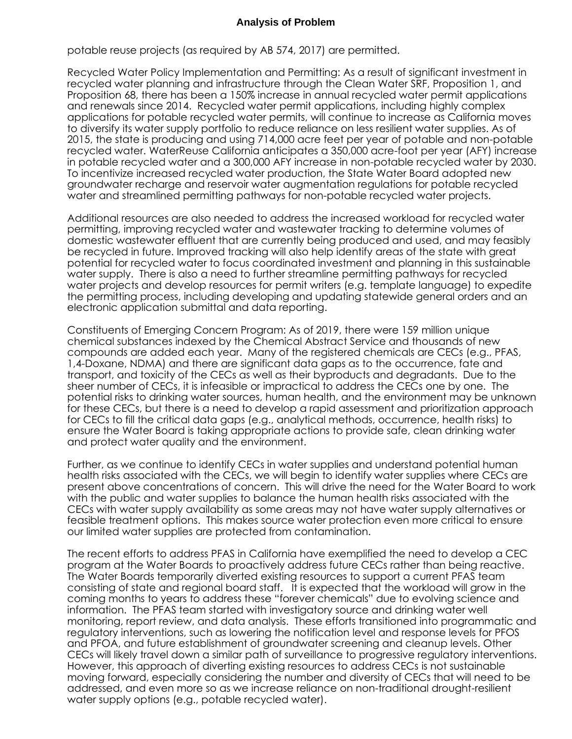potable reuse projects (as required by AB 574, 2017) are permitted.

Recycled Water Policy Implementation and Permitting: As a result of significant investment in recycled water planning and infrastructure through the Clean Water SRF, Proposition 1, and Proposition 68, there has been a 150% increase in annual recycled water permit applications and renewals since 2014. Recycled water permit applications, including highly complex applications for potable recycled water permits, will continue to increase as California moves to diversify its water supply portfolio to reduce reliance on less resilient water supplies. As of 2015, the state is producing and using 714,000 acre feet per year of potable and non-potable recycled water. WaterReuse California anticipates a 350,000 acre-foot per year (AFY) increase in potable recycled water and a 300,000 AFY increase in non-potable recycled water by 2030. To incentivize increased recycled water production, the State Water Board adopted new groundwater recharge and reservoir water augmentation regulations for potable recycled water and streamlined permitting pathways for non-potable recycled water projects.

Additional resources are also needed to address the increased workload for recycled water permitting, improving recycled water and wastewater tracking to determine volumes of domestic wastewater effluent that are currently being produced and used, and may feasibly be recycled in future. Improved tracking will also help identify areas of the state with great potential for recycled water to focus coordinated investment and planning in this sustainable water supply. There is also a need to further streamline permitting pathways for recycled water projects and develop resources for permit writers (e.g. template language) to expedite the permitting process, including developing and updating statewide general orders and an electronic application submittal and data reporting.

Constituents of Emerging Concern Program: As of 2019, there were 159 million unique chemical substances indexed by the Chemical Abstract Service and thousands of new compounds are added each year. Many of the registered chemicals are CECs (e.g., PFAS, 1,4-Doxane, NDMA) and there are significant data gaps as to the occurrence, fate and transport, and toxicity of the CECs as well as their byproducts and degradants. Due to the sheer number of CECs, it is infeasible or impractical to address the CECs one by one. The potential risks to drinking water sources, human health, and the environment may be unknown for these CECs, but there is a need to develop a rapid assessment and prioritization approach for CECs to fill the critical data gaps (e.g., analytical methods, occurrence, health risks) to ensure the Water Board is taking appropriate actions to provide safe, clean drinking water and protect water quality and the environment.

Further, as we continue to identify CECs in water supplies and understand potential human health risks associated with the CECs, we will begin to identify water supplies where CECs are present above concentrations of concern. This will drive the need for the Water Board to work with the public and water supplies to balance the human health risks associated with the CECs with water supply availability as some areas may not have water supply alternatives or feasible treatment options. This makes source water protection even more critical to ensure our limited water supplies are protected from contamination.

The recent efforts to address PFAS in California have exemplified the need to develop a CEC program at the Water Boards to proactively address future CECs rather than being reactive. The Water Boards temporarily diverted existing resources to support a current PFAS team consisting of state and regional board staff. It is expected that the workload will grow in the coming months to years to address these "forever chemicals" due to evolving science and information. The PFAS team started with investigatory source and drinking water well monitoring, report review, and data analysis. These efforts transitioned into programmatic and regulatory interventions, such as lowering the notification level and response levels for PFOS and PFOA, and future establishment of groundwater screening and cleanup levels. Other CECs will likely travel down a similar path of surveillance to progressive regulatory interventions. However, this approach of diverting existing resources to address CECs is not sustainable moving forward, especially considering the number and diversity of CECs that will need to be addressed, and even more so as we increase reliance on non-traditional drought-resilient water supply options (e.g., potable recycled water).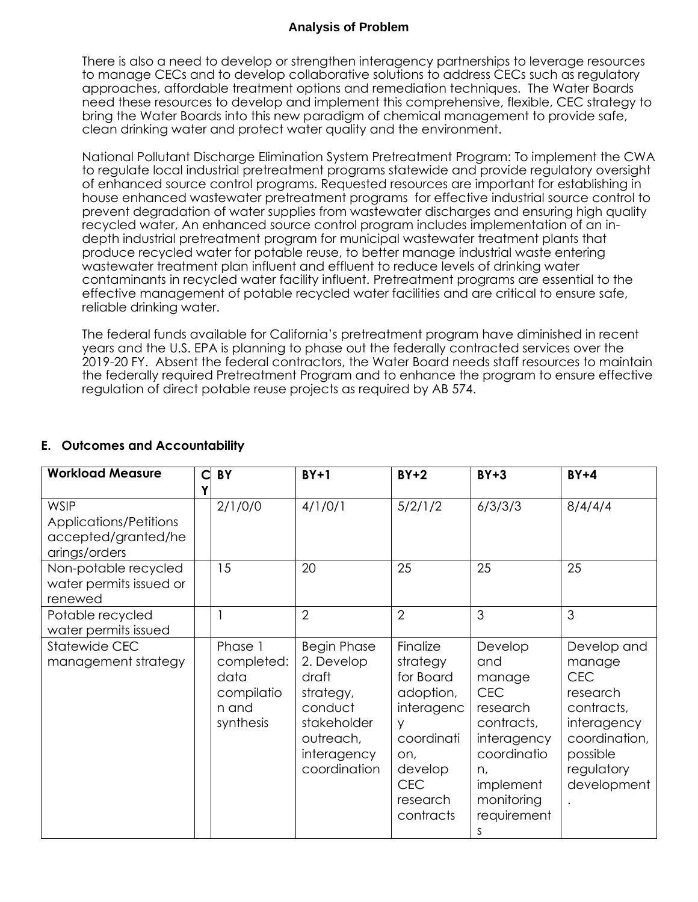**Analysis of Problem**

There is also a need to develop or strengthen interagency partnerships to leverage resources to manage CECs and to develop collaborative solutions to address CECs such as regulatory approaches, affordable treatment options and remediation techniques. The Water Boards need these resources to develop and implement this comprehensive, flexible, CEC strategy to bring the Water Boards into this new paradigm of chemical management to provide safe, clean drinking water and protect water quality and the environment.

National Pollutant Discharge Elimination System Pretreatment Program: To implement the CWA to regulate local industrial pretreatment programs statewide and provide regulatory oversight of enhanced source control programs. Requested resources are important for establishing in house enhanced wastewater pretreatment programs for effective industrial source control to prevent degradation of water supplies from wastewater discharges and ensuring high quality recycled water, An enhanced source control program includes implementation of an in-depth industrial pretreatment program for municipal wastewater treatment plants that produce recycled water for potable reuse, to better manage industrial waste entering wastewater treatment plan influent and effluent to reduce levels of drinking water contaminants in recycled water facility influent. Pretreatment programs are essential to the effective management of potable recycled water facilities and are critical to ensure safe, reliable drinking water.

The federal funds available for California's pretreatment program have diminished in recent years and the U.S. EPA is planning to phase out the federally contracted services over the 2019-20 FY. Absent the federal contractors, the Water Board needs staff resources to maintain the federally required Pretreatment Program and to enhance the program to ensure effective regulation of direct potable reuse projects as required by AB 574.

## E. Outcomes and Accountability

| Workload Measure | CY | BY | BY+1 | BY+2 | BY+3 | BY+4 |
|---|---|---|---|---|---|---|
| WSIP Applications/Petitions accepted/granted/hearings/orders | | 2/1/0/0 | 4/1/0/1 | 5/2/1/2 | 6/3/3/3 | 8/4/4/4 |
| Non-potable recycled water permits issued or renewed | | 15 | 20 | 25 | 25 | 25 |
| Potable recycled water permits issued | | 1 | 2 | 2 | 3 | 3 |
| Statewide CEC management strategy | | Phase 1 completed: data compilation and synthesis | Begin Phase 2. Develop draft strategy, conduct stakeholder outreach, interagency coordination | Finalize strategy for Board adoption, interagency coordination, develop CEC research contracts | Develop and manage CEC research contracts, interagency coordination, implement monitoring requirements | Develop and manage CEC research contracts, interagency coordination, possible regulatory development. |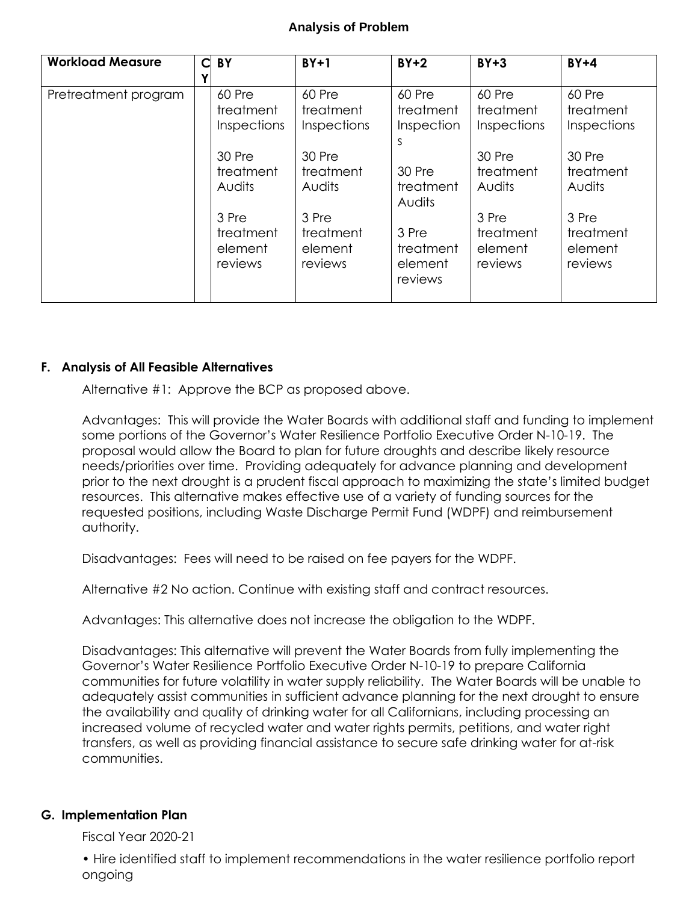**Analysis of Problem**

| Workload Measure | CY | BY | BY+1 | BY+2 | BY+3 | BY+4 |
|---|---|---|---|---|---|---|
| Pretreatment program | | 60 Pre treatment Inspections<br><br>30 Pre treatment Audits<br><br>3 Pre treatment element reviews | 60 Pre treatment Inspections<br><br>30 Pre treatment Audits<br><br>3 Pre treatment element reviews | 60 Pre treatment Inspections<br><br>30 Pre treatment Audits<br><br>3 Pre treatment element reviews | 60 Pre treatment Inspections<br><br>30 Pre treatment Audits<br><br>3 Pre treatment element reviews | 60 Pre treatment Inspections<br><br>30 Pre treatment Audits<br><br>3 Pre treatment element reviews |

## F. Analysis of All Feasible Alternatives

Alternative #1: Approve the BCP as proposed above.

Advantages: This will provide the Water Boards with additional staff and funding to implement some portions of the Governor's Water Resilience Portfolio Executive Order N-10-19. The proposal would allow the Board to plan for future droughts and describe likely resource needs/priorities over time. Providing adequately for advance planning and development prior to the next drought is a prudent fiscal approach to maximizing the state's limited budget resources. This alternative makes effective use of a variety of funding sources for the requested positions, including Waste Discharge Permit Fund (WDPF) and reimbursement authority.

Disadvantages: Fees will need to be raised on fee payers for the WDPF.

Alternative #2 No action. Continue with existing staff and contract resources.

Advantages: This alternative does not increase the obligation to the WDPF.

Disadvantages: This alternative will prevent the Water Boards from fully implementing the Governor's Water Resilience Portfolio Executive Order N-10-19 to prepare California communities for future volatility in water supply reliability. The Water Boards will be unable to adequately assist communities in sufficient advance planning for the next drought to ensure the availability and quality of drinking water for all Californians, including processing an increased volume of recycled water and water rights permits, petitions, and water right transfers, as well as providing financial assistance to secure safe drinking water for at-risk communities.

## G. Implementation Plan

Fiscal Year 2020-21

- Hire identified staff to implement recommendations in the water resilience portfolio report ongoing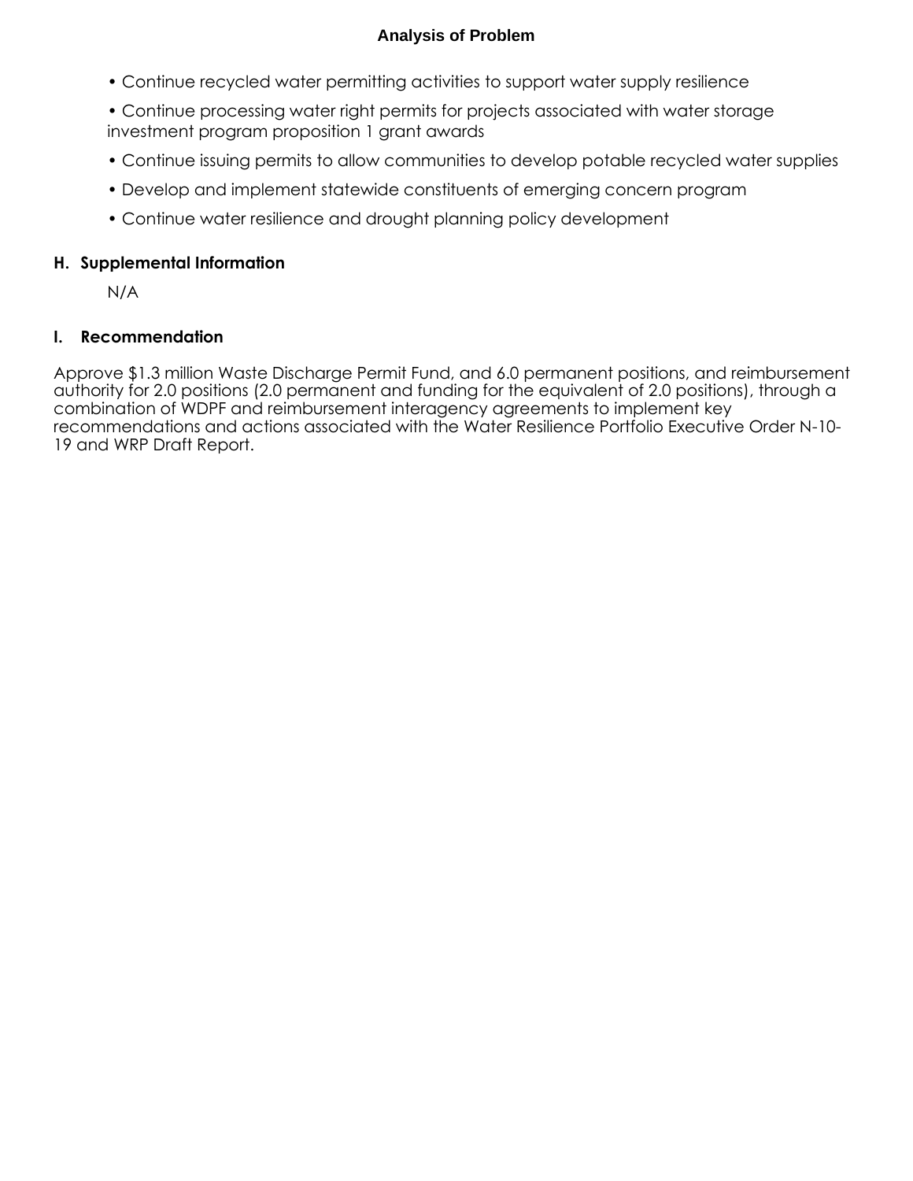- Continue recycled water permitting activities to support water supply resilience
- Continue processing water right permits for projects associated with water storage investment program proposition 1 grant awards
- Continue issuing permits to allow communities to develop potable recycled water supplies
- Develop and implement statewide constituents of emerging concern program
- Continue water resilience and drought planning policy development

## H. Supplemental Information

N/A

## I. Recommendation

Approve $1.3 million Waste Discharge Permit Fund, and 6.0 permanent positions, and reimbursement authority for 2.0 positions (2.0 permanent and funding for the equivalent of 2.0 positions), through a combination of WDPF and reimbursement interagency agreements to implement key recommendations and actions associated with the Water Resilience Portfolio Executive Order N-10-19 and WRP Draft Report.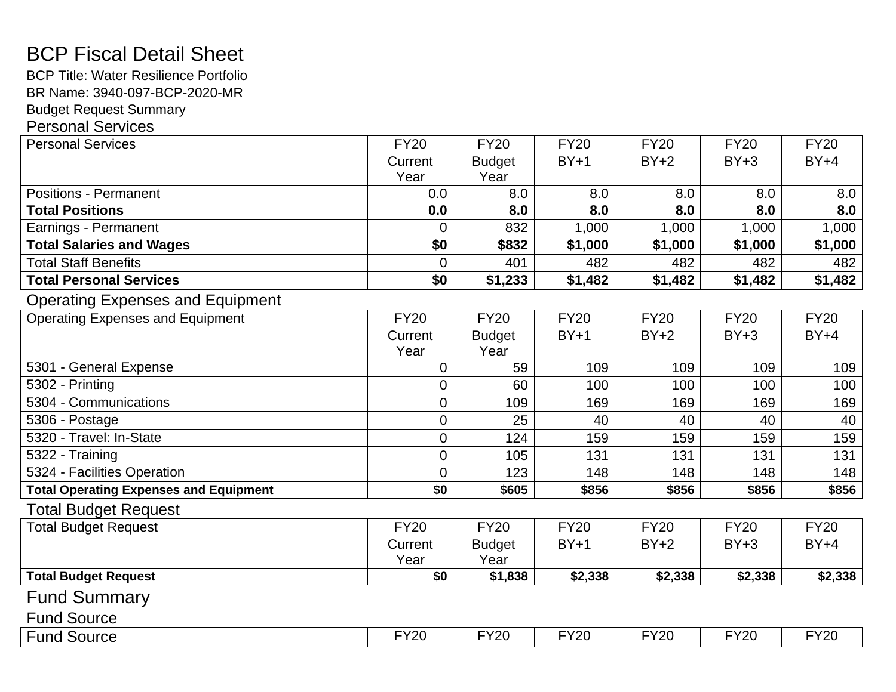# BCP Fiscal Detail Sheet

BCP Title: Water Resilience Portfolio

BR Name: 3940-097-BCP-2020-MR

Budget Request Summary

## Personal Services

| Personal Services | FY20 Current Year | FY20 Budget Year | FY20 BY+1 | FY20 BY+2 | FY20 BY+3 | FY20 BY+4 |
|---|---|---|---|---|---|---|
| Positions - Permanent | 0.0 | 8.0 | 8.0 | 8.0 | 8.0 | 8.0 |
| **Total Positions** | **0.0** | **8.0** | **8.0** | **8.0** | **8.0** | **8.0** |
| Earnings - Permanent | 0 | 832 | 1,000 | 1,000 | 1,000 | 1,000 |
| **Total Salaries and Wages** | **$0** | **$832** | **$1,000** | **$1,000** | **$1,000** | **$1,000** |
| Total Staff Benefits | 0 | 401 | 482 | 482 | 482 | 482 |
| **Total Personal Services** | **$0** | **$1,233** | **$1,482** | **$1,482** | **$1,482** | **$1,482** |

## Operating Expenses and Equipment

| Operating Expenses and Equipment | FY20 Current Year | FY20 Budget Year | FY20 BY+1 | FY20 BY+2 | FY20 BY+3 | FY20 BY+4 |
|---|---|---|---|---|---|---|
| 5301 - General Expense | 0 | 59 | 109 | 109 | 109 | 109 |
| 5302 - Printing | 0 | 60 | 100 | 100 | 100 | 100 |
| 5304 - Communications | 0 | 109 | 169 | 169 | 169 | 169 |
| 5306 - Postage | 0 | 25 | 40 | 40 | 40 | 40 |
| 5320 - Travel: In-State | 0 | 124 | 159 | 159 | 159 | 159 |
| 5322 - Training | 0 | 105 | 131 | 131 | 131 | 131 |
| 5324 - Facilities Operation | 0 | 123 | 148 | 148 | 148 | 148 |
| **Total Operating Expenses and Equipment** | **$0** | **$605** | **$856** | **$856** | **$856** | **$856** |

## Total Budget Request

| Total Budget Request | FY20 Current Year | FY20 Budget Year | FY20 BY+1 | FY20 BY+2 | FY20 BY+3 | FY20 BY+4 |
|---|---|---|---|---|---|---|
| **Total Budget Request** | **$0** | **$1,838** | **$2,338** | **$2,338** | **$2,338** | **$2,338** |

## Fund Summary

### Fund Source

| Fund Source | FY20 | FY20 | FY20 | FY20 | FY20 | FY20 |
|---|---|---|---|---|---|---|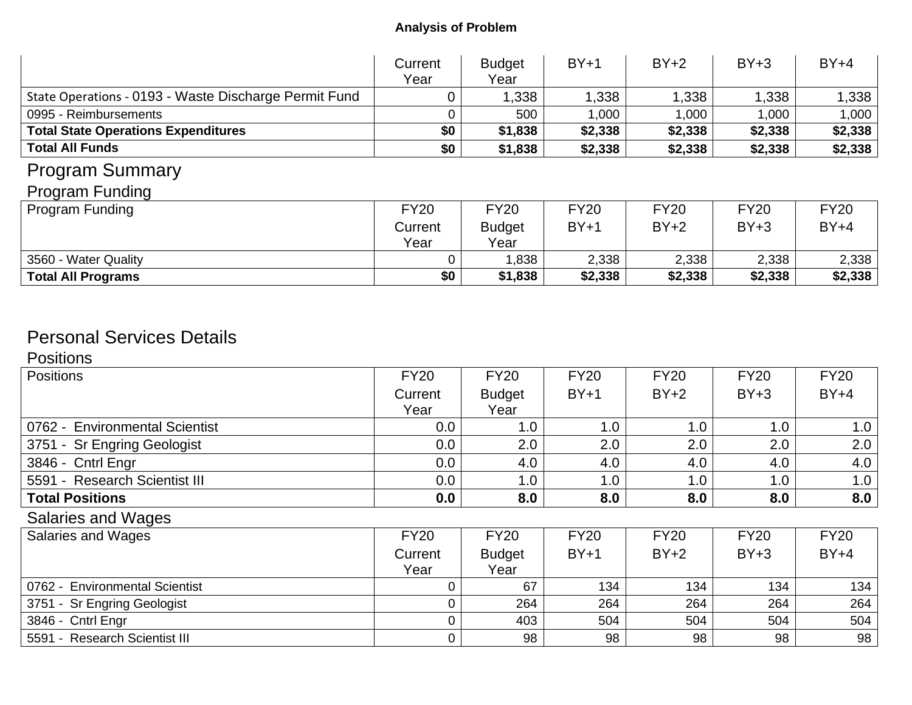**Analysis of Problem**

| | Current Year | Budget Year | BY+1 | BY+2 | BY+3 | BY+4 |
|---|---|---|---|---|---|---|
| State Operations - 0193 - Waste Discharge Permit Fund | 0 | 1,338 | 1,338 | 1,338 | 1,338 | 1,338 |
| 0995 - Reimbursements | 0 | 500 | 1,000 | 1,000 | 1,000 | 1,000 |
| **Total State Operations Expenditures** | **$0** | **$1,838** | **$2,338** | **$2,338** | **$2,338** | **$2,338** |
| **Total All Funds** | **$0** | **$1,838** | **$2,338** | **$2,338** | **$2,338** | **$2,338** |

# Program Summary

## Program Funding

| Program Funding | FY20 Current Year | FY20 Budget Year | FY20 BY+1 | FY20 BY+2 | FY20 BY+3 | FY20 BY+4 |
|---|---|---|---|---|---|---|
| 3560 - Water Quality | 0 | 1,838 | 2,338 | 2,338 | 2,338 | 2,338 |
| **Total All Programs** | **$0** | **$1,838** | **$2,338** | **$2,338** | **$2,338** | **$2,338** |

# Personal Services Details

## Positions

| Positions | FY20 Current Year | FY20 Budget Year | FY20 BY+1 | FY20 BY+2 | FY20 BY+3 | FY20 BY+4 |
|---|---|---|---|---|---|---|
| 0762 - Environmental Scientist | 0.0 | 1.0 | 1.0 | 1.0 | 1.0 | 1.0 |
| 3751 - Sr Engring Geologist | 0.0 | 2.0 | 2.0 | 2.0 | 2.0 | 2.0 |
| 3846 - Cntrl Engr | 0.0 | 4.0 | 4.0 | 4.0 | 4.0 | 4.0 |
| 5591 - Research Scientist III | 0.0 | 1.0 | 1.0 | 1.0 | 1.0 | 1.0 |
| **Total Positions** | **0.0** | **8.0** | **8.0** | **8.0** | **8.0** | **8.0** |

## Salaries and Wages

| Salaries and Wages | FY20 Current Year | FY20 Budget Year | FY20 BY+1 | FY20 BY+2 | FY20 BY+3 | FY20 BY+4 |
|---|---|---|---|---|---|---|
| 0762 - Environmental Scientist | 0 | 67 | 134 | 134 | 134 | 134 |
| 3751 - Sr Engring Geologist | 0 | 264 | 264 | 264 | 264 | 264 |
| 3846 - Cntrl Engr | 0 | 403 | 504 | 504 | 504 | 504 |
| 5591 - Research Scientist III | 0 | 98 | 98 | 98 | 98 | 98 |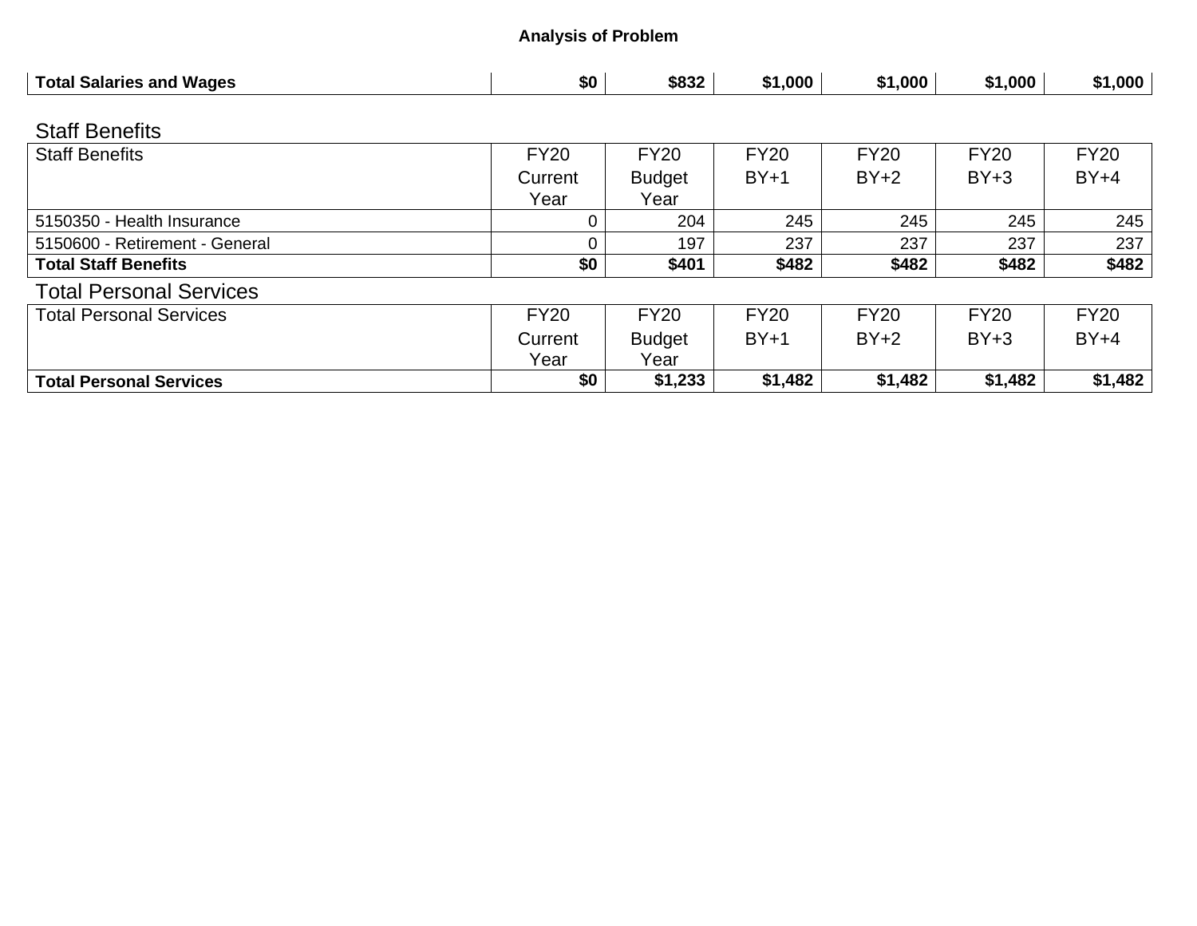**Analysis of Problem**

| | | | | | | |
|---|---|---|---|---|---|---|
| **Total Salaries and Wages** | **$0** | **$832** | **$1,000** | **$1,000** | **$1,000** | **$1,000** |

## Staff Benefits

| Staff Benefits | FY20 Current Year | FY20 Budget Year | FY20 BY+1 | FY20 BY+2 | FY20 BY+3 | FY20 BY+4 |
|---|---|---|---|---|---|---|
| 5150350 - Health Insurance | 0 | 204 | 245 | 245 | 245 | 245 |
| 5150600 - Retirement - General | 0 | 197 | 237 | 237 | 237 | 237 |
| **Total Staff Benefits** | **$0** | **$401** | **$482** | **$482** | **$482** | **$482** |

## Total Personal Services

| Total Personal Services | FY20 Current Year | FY20 Budget Year | FY20 BY+1 | FY20 BY+2 | FY20 BY+3 | FY20 BY+4 |
|---|---|---|---|---|---|---|
| **Total Personal Services** | **$0** | **$1,233** | **$1,482** | **$1,482** | **$1,482** | **$1,482** |